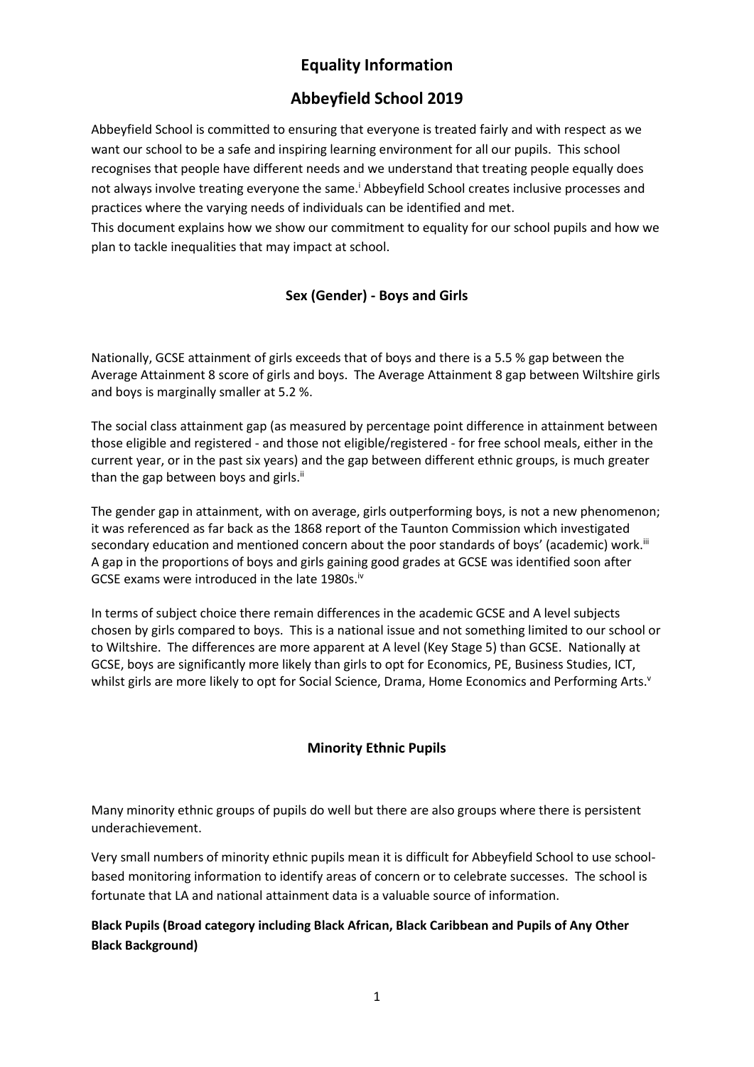# Equality Information

# Abbeyfield School 2019

Abbeyfield School is committed to ensuring that everyone is treated fairly and with respect as we want our school to be a safe and inspiring learning environment for all our pupils. This school recognises that people have different needs and we understand that treating people equally does not always involve treating everyone the same.[i] Abbeyfield School creates inclusive processes and practices where the varying needs of individuals can be identified and met.

This document explains how we show our commitment to equality for our school pupils and how we plan to tackle inequalities that may impact at school.

## Sex (Gender) - Boys and Girls

Nationally, GCSE attainment of girls exceeds that of boys and there is a 5.5 % gap between the Average Attainment 8 score of girls and boys. The Average Attainment 8 gap between Wiltshire girls and boys is marginally smaller at 5.2 %.

The social class attainment gap (as measured by percentage point difference in attainment between those eligible and registered - and those not eligible/registered - for free school meals, either in the current year, or in the past six years) and the gap between different ethnic groups, is much greater than the gap between boys and girls.[ii]

The gender gap in attainment, with on average, girls outperforming boys, is not a new phenomenon; it was referenced as far back as the 1868 report of the Taunton Commission which investigated secondary education and mentioned concern about the poor standards of boys' (academic) work.[iii] A gap in the proportions of boys and girls gaining good grades at GCSE was identified soon after GCSE exams were introduced in the late 1980s.[iv]

In terms of subject choice there remain differences in the academic GCSE and A level subjects chosen by girls compared to boys. This is a national issue and not something limited to our school or to Wiltshire. The differences are more apparent at A level (Key Stage 5) than GCSE. Nationally at GCSE, boys are significantly more likely than girls to opt for Economics, PE, Business Studies, ICT, whilst girls are more likely to opt for Social Science, Drama, Home Economics and Performing Arts.[v]

## Minority Ethnic Pupils

Many minority ethnic groups of pupils do well but there are also groups where there is persistent underachievement.

Very small numbers of minority ethnic pupils mean it is difficult for Abbeyfield School to use school-based monitoring information to identify areas of concern or to celebrate successes. The school is fortunate that LA and national attainment data is a valuable source of information.

**Black Pupils (Broad category including Black African, Black Caribbean and Pupils of Any Other Black Background)**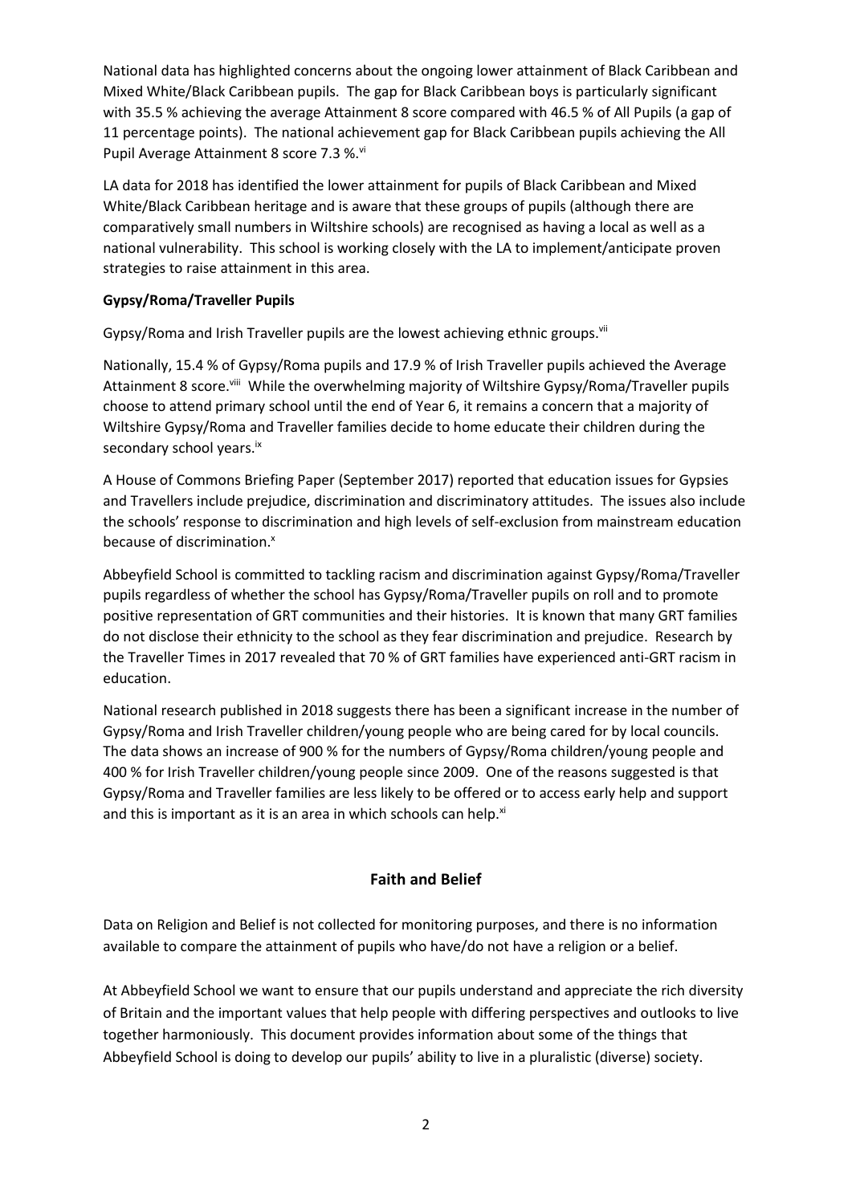National data has highlighted concerns about the ongoing lower attainment of Black Caribbean and Mixed White/Black Caribbean pupils. The gap for Black Caribbean boys is particularly significant with 35.5 % achieving the average Attainment 8 score compared with 46.5 % of All Pupils (a gap of 11 percentage points). The national achievement gap for Black Caribbean pupils achieving the All Pupil Average Attainment 8 score 7.3 %.[vi]

LA data for 2018 has identified the lower attainment for pupils of Black Caribbean and Mixed White/Black Caribbean heritage and is aware that these groups of pupils (although there are comparatively small numbers in Wiltshire schools) are recognised as having a local as well as a national vulnerability. This school is working closely with the LA to implement/anticipate proven strategies to raise attainment in this area.

**Gypsy/Roma/Traveller Pupils**

Gypsy/Roma and Irish Traveller pupils are the lowest achieving ethnic groups.[vii]

Nationally, 15.4 % of Gypsy/Roma pupils and 17.9 % of Irish Traveller pupils achieved the Average Attainment 8 score.[viii] While the overwhelming majority of Wiltshire Gypsy/Roma/Traveller pupils choose to attend primary school until the end of Year 6, it remains a concern that a majority of Wiltshire Gypsy/Roma and Traveller families decide to home educate their children during the secondary school years.[ix]

A House of Commons Briefing Paper (September 2017) reported that education issues for Gypsies and Travellers include prejudice, discrimination and discriminatory attitudes. The issues also include the schools' response to discrimination and high levels of self-exclusion from mainstream education because of discrimination.[x]

Abbeyfield School is committed to tackling racism and discrimination against Gypsy/Roma/Traveller pupils regardless of whether the school has Gypsy/Roma/Traveller pupils on roll and to promote positive representation of GRT communities and their histories. It is known that many GRT families do not disclose their ethnicity to the school as they fear discrimination and prejudice. Research by the Traveller Times in 2017 revealed that 70 % of GRT families have experienced anti-GRT racism in education.

National research published in 2018 suggests there has been a significant increase in the number of Gypsy/Roma and Irish Traveller children/young people who are being cared for by local councils. The data shows an increase of 900 % for the numbers of Gypsy/Roma children/young people and 400 % for Irish Traveller children/young people since 2009. One of the reasons suggested is that Gypsy/Roma and Traveller families are less likely to be offered or to access early help and support and this is important as it is an area in which schools can help.[xi]

## Faith and Belief

Data on Religion and Belief is not collected for monitoring purposes, and there is no information available to compare the attainment of pupils who have/do not have a religion or a belief.

At Abbeyfield School we want to ensure that our pupils understand and appreciate the rich diversity of Britain and the important values that help people with differing perspectives and outlooks to live together harmoniously. This document provides information about some of the things that Abbeyfield School is doing to develop our pupils' ability to live in a pluralistic (diverse) society.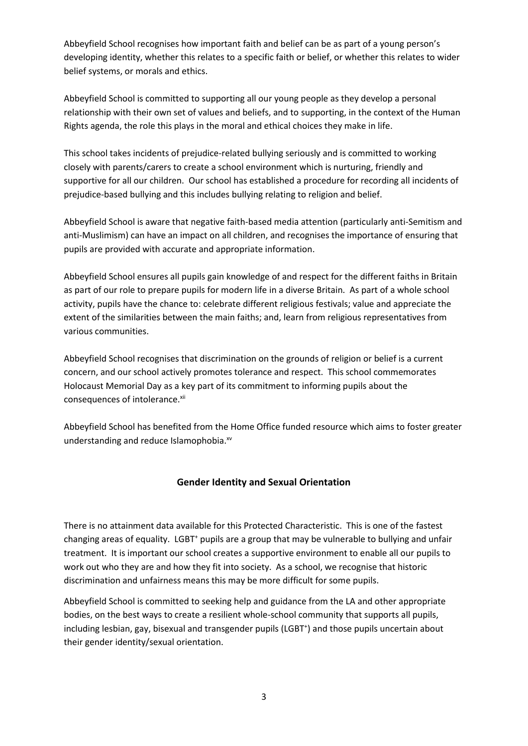Abbeyfield School recognises how important faith and belief can be as part of a young person's developing identity, whether this relates to a specific faith or belief, or whether this relates to wider belief systems, or morals and ethics.

Abbeyfield School is committed to supporting all our young people as they develop a personal relationship with their own set of values and beliefs, and to supporting, in the context of the Human Rights agenda, the role this plays in the moral and ethical choices they make in life.

This school takes incidents of prejudice-related bullying seriously and is committed to working closely with parents/carers to create a school environment which is nurturing, friendly and supportive for all our children. Our school has established a procedure for recording all incidents of prejudice-based bullying and this includes bullying relating to religion and belief.

Abbeyfield School is aware that negative faith-based media attention (particularly anti-Semitism and anti-Muslimism) can have an impact on all children, and recognises the importance of ensuring that pupils are provided with accurate and appropriate information.

Abbeyfield School ensures all pupils gain knowledge of and respect for the different faiths in Britain as part of our role to prepare pupils for modern life in a diverse Britain. As part of a whole school activity, pupils have the chance to: celebrate different religious festivals; value and appreciate the extent of the similarities between the main faiths; and, learn from religious representatives from various communities.

Abbeyfield School recognises that discrimination on the grounds of religion or belief is a current concern, and our school actively promotes tolerance and respect. This school commemorates Holocaust Memorial Day as a key part of its commitment to informing pupils about the consequences of intolerance.[xii]

Abbeyfield School has benefited from the Home Office funded resource which aims to foster greater understanding and reduce Islamophobia.[xv]

## Gender Identity and Sexual Orientation

There is no attainment data available for this Protected Characteristic. This is one of the fastest changing areas of equality. LGBT+ pupils are a group that may be vulnerable to bullying and unfair treatment. It is important our school creates a supportive environment to enable all our pupils to work out who they are and how they fit into society. As a school, we recognise that historic discrimination and unfairness means this may be more difficult for some pupils.

Abbeyfield School is committed to seeking help and guidance from the LA and other appropriate bodies, on the best ways to create a resilient whole-school community that supports all pupils, including lesbian, gay, bisexual and transgender pupils (LGBT+) and those pupils uncertain about their gender identity/sexual orientation.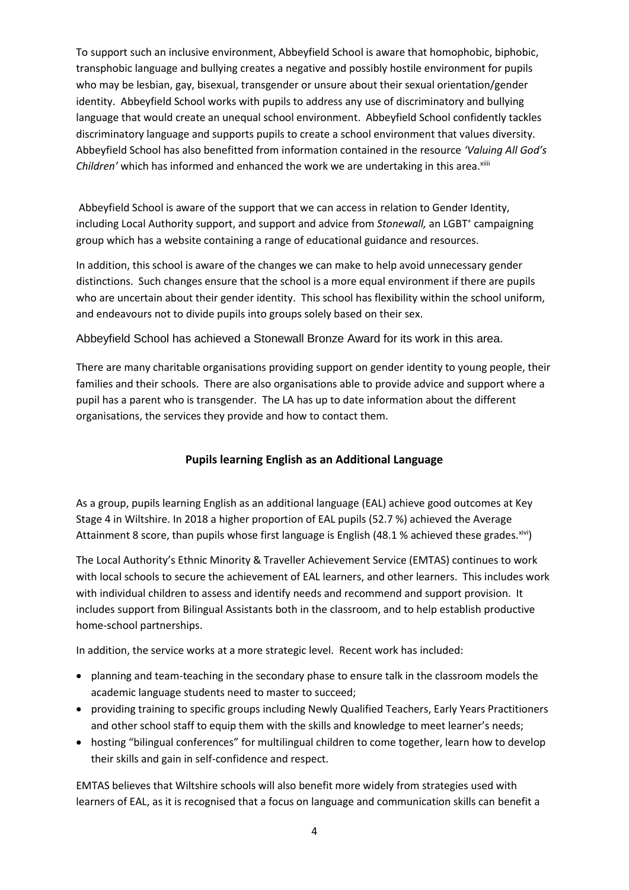To support such an inclusive environment, Abbeyfield School is aware that homophobic, biphobic, transphobic language and bullying creates a negative and possibly hostile environment for pupils who may be lesbian, gay, bisexual, transgender or unsure about their sexual orientation/gender identity. Abbeyfield School works with pupils to address any use of discriminatory and bullying language that would create an unequal school environment. Abbeyfield School confidently tackles discriminatory language and supports pupils to create a school environment that values diversity. Abbeyfield School has also benefitted from information contained in the resource *'Valuing All God's Children'* which has informed and enhanced the work we are undertaking in this area.[xiiii]

Abbeyfield School is aware of the support that we can access in relation to Gender Identity, including Local Authority support, and support and advice from *Stonewall,* an LGBT⁺ campaigning group which has a website containing a range of educational guidance and resources.

In addition, this school is aware of the changes we can make to help avoid unnecessary gender distinctions. Such changes ensure that the school is a more equal environment if there are pupils who are uncertain about their gender identity. This school has flexibility within the school uniform, and endeavours not to divide pupils into groups solely based on their sex.

Abbeyfield School has achieved a Stonewall Bronze Award for its work in this area.

There are many charitable organisations providing support on gender identity to young people, their families and their schools. There are also organisations able to provide advice and support where a pupil has a parent who is transgender. The LA has up to date information about the different organisations, the services they provide and how to contact them.

## Pupils learning English as an Additional Language

As a group, pupils learning English as an additional language (EAL) achieve good outcomes at Key Stage 4 in Wiltshire. In 2018 a higher proportion of EAL pupils (52.7 %) achieved the Average Attainment 8 score, than pupils whose first language is English (48.1 % achieved these grades.[xivi])

The Local Authority's Ethnic Minority & Traveller Achievement Service (EMTAS) continues to work with local schools to secure the achievement of EAL learners, and other learners. This includes work with individual children to assess and identify needs and recommend and support provision. It includes support from Bilingual Assistants both in the classroom, and to help establish productive home-school partnerships.

In addition, the service works at a more strategic level. Recent work has included:

- planning and team-teaching in the secondary phase to ensure talk in the classroom models the academic language students need to master to succeed;
- providing training to specific groups including Newly Qualified Teachers, Early Years Practitioners and other school staff to equip them with the skills and knowledge to meet learner's needs;
- hosting "bilingual conferences" for multilingual children to come together, learn how to develop their skills and gain in self-confidence and respect.

EMTAS believes that Wiltshire schools will also benefit more widely from strategies used with learners of EAL, as it is recognised that a focus on language and communication skills can benefit a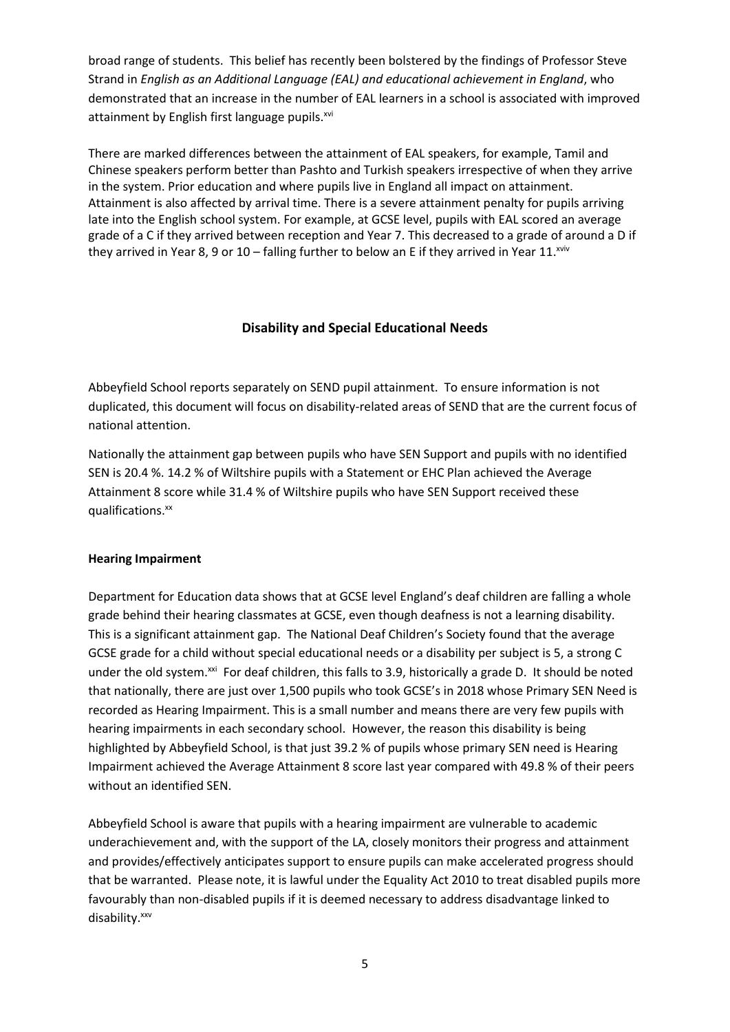broad range of students. This belief has recently been bolstered by the findings of Professor Steve Strand in *English as an Additional Language (EAL) and educational achievement in England*, who demonstrated that an increase in the number of EAL learners in a school is associated with improved attainment by English first language pupils.[xvi]

There are marked differences between the attainment of EAL speakers, for example, Tamil and Chinese speakers perform better than Pashto and Turkish speakers irrespective of when they arrive in the system. Prior education and where pupils live in England all impact on attainment. Attainment is also affected by arrival time. There is a severe attainment penalty for pupils arriving late into the English school system. For example, at GCSE level, pupils with EAL scored an average grade of a C if they arrived between reception and Year 7. This decreased to a grade of around a D if they arrived in Year 8, 9 or 10 – falling further to below an E if they arrived in Year 11.[xviv]

## Disability and Special Educational Needs

Abbeyfield School reports separately on SEND pupil attainment. To ensure information is not duplicated, this document will focus on disability-related areas of SEND that are the current focus of national attention.

Nationally the attainment gap between pupils who have SEN Support and pupils with no identified SEN is 20.4 %. 14.2 % of Wiltshire pupils with a Statement or EHC Plan achieved the Average Attainment 8 score while 31.4 % of Wiltshire pupils who have SEN Support received these qualifications.[xx]

**Hearing Impairment**

Department for Education data shows that at GCSE level England's deaf children are falling a whole grade behind their hearing classmates at GCSE, even though deafness is not a learning disability. This is a significant attainment gap. The National Deaf Children's Society found that the average GCSE grade for a child without special educational needs or a disability per subject is 5, a strong C under the old system.[xxi] For deaf children, this falls to 3.9, historically a grade D. It should be noted that nationally, there are just over 1,500 pupils who took GCSE's in 2018 whose Primary SEN Need is recorded as Hearing Impairment. This is a small number and means there are very few pupils with hearing impairments in each secondary school. However, the reason this disability is being highlighted by Abbeyfield School, is that just 39.2 % of pupils whose primary SEN need is Hearing Impairment achieved the Average Attainment 8 score last year compared with 49.8 % of their peers without an identified SEN.

Abbeyfield School is aware that pupils with a hearing impairment are vulnerable to academic underachievement and, with the support of the LA, closely monitors their progress and attainment and provides/effectively anticipates support to ensure pupils can make accelerated progress should that be warranted. Please note, it is lawful under the Equality Act 2010 to treat disabled pupils more favourably than non-disabled pupils if it is deemed necessary to address disadvantage linked to disability.[xxv]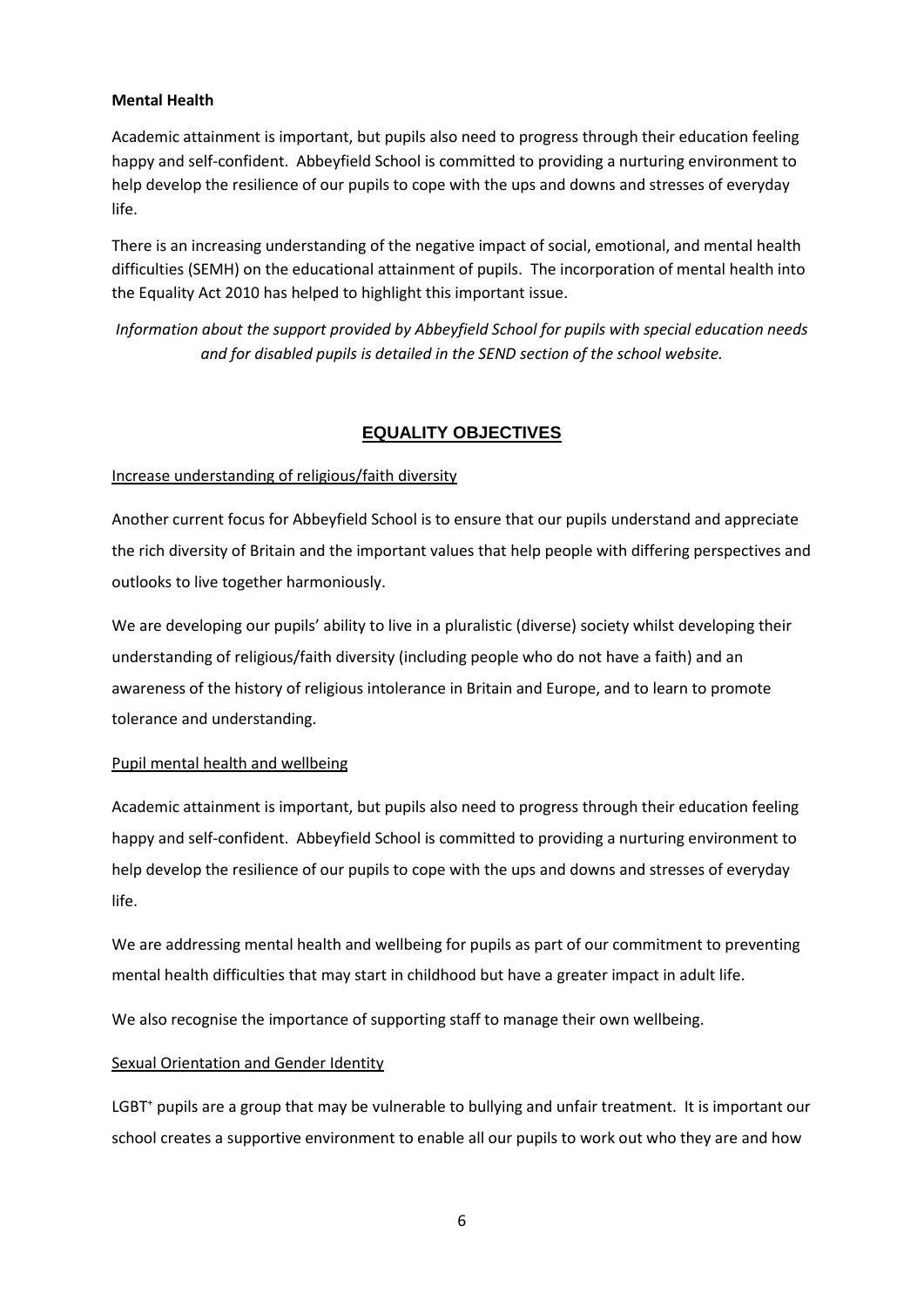**Mental Health**

Academic attainment is important, but pupils also need to progress through their education feeling happy and self-confident. Abbeyfield School is committed to providing a nurturing environment to help develop the resilience of our pupils to cope with the ups and downs and stresses of everyday life.

There is an increasing understanding of the negative impact of social, emotional, and mental health difficulties (SEMH) on the educational attainment of pupils. The incorporation of mental health into the Equality Act 2010 has helped to highlight this important issue.

*Information about the support provided by Abbeyfield School for pupils with special education needs and for disabled pupils is detailed in the SEND section of the school website.*

## EQUALITY OBJECTIVES

Increase understanding of religious/faith diversity

Another current focus for Abbeyfield School is to ensure that our pupils understand and appreciate the rich diversity of Britain and the important values that help people with differing perspectives and outlooks to live together harmoniously.

We are developing our pupils' ability to live in a pluralistic (diverse) society whilst developing their understanding of religious/faith diversity (including people who do not have a faith) and an awareness of the history of religious intolerance in Britain and Europe, and to learn to promote tolerance and understanding.

Pupil mental health and wellbeing

Academic attainment is important, but pupils also need to progress through their education feeling happy and self-confident. Abbeyfield School is committed to providing a nurturing environment to help develop the resilience of our pupils to cope with the ups and downs and stresses of everyday life.

We are addressing mental health and wellbeing for pupils as part of our commitment to preventing mental health difficulties that may start in childhood but have a greater impact in adult life.

We also recognise the importance of supporting staff to manage their own wellbeing.

Sexual Orientation and Gender Identity

LGBT+ pupils are a group that may be vulnerable to bullying and unfair treatment. It is important our school creates a supportive environment to enable all our pupils to work out who they are and how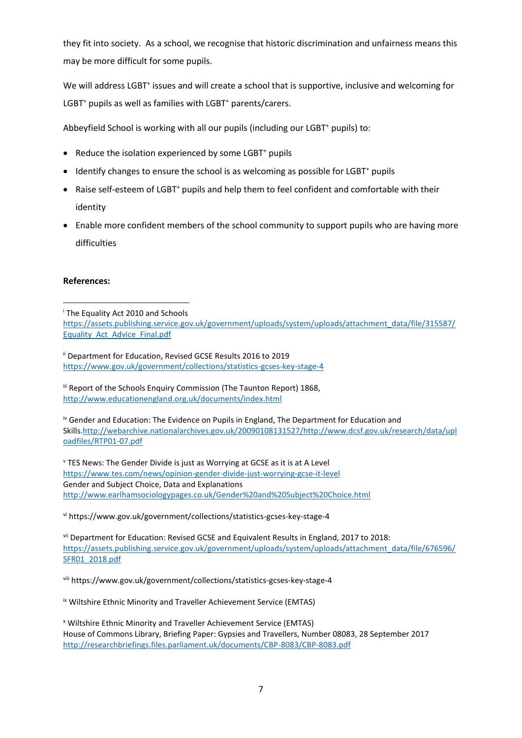they fit into society. As a school, we recognise that historic discrimination and unfairness means this may be more difficult for some pupils.

We will address LGBT⁺ issues and will create a school that is supportive, inclusive and welcoming for LGBT⁺ pupils as well as families with LGBT⁺ parents/carers.

Abbeyfield School is working with all our pupils (including our LGBT⁺ pupils) to:

- Reduce the isolation experienced by some LGBT⁺ pupils
- Identify changes to ensure the school is as welcoming as possible for LGBT⁺ pupils
- Raise self-esteem of LGBT⁺ pupils and help them to feel confident and comfortable with their identity
- Enable more confident members of the school community to support pupils who are having more difficulties

**References:**

---

[i] The Equality Act 2010 and Schools
https://assets.publishing.service.gov.uk/government/uploads/system/uploads/attachment_data/file/315587/Equality_Act_Advice_Final.pdf

[ii] Department for Education, Revised GCSE Results 2016 to 2019
https://www.gov.uk/government/collections/statistics-gcses-key-stage-4

[iii] Report of the Schools Enquiry Commission (The Taunton Report) 1868,
http://www.educationengland.org.uk/documents/index.html

[iv] Gender and Education: The Evidence on Pupils in England, The Department for Education and Skills.http://webarchive.nationalarchives.gov.uk/20090108131527/http://www.dcsf.gov.uk/research/data/uploadfiles/RTP01-07.pdf

[v] TES News: The Gender Divide is just as Worrying at GCSE as it is at A Level
https://www.tes.com/news/opinion-gender-divide-just-worrying-gcse-it-level
Gender and Subject Choice, Data and Explanations
http://www.earlhamsociologypages.co.uk/Gender%20and%20Subject%20Choice.html

[vi] https://www.gov.uk/government/collections/statistics-gcses-key-stage-4

[vii] Department for Education: Revised GCSE and Equivalent Results in England, 2017 to 2018:
https://assets.publishing.service.gov.uk/government/uploads/system/uploads/attachment_data/file/676596/SFR01_2018.pdf

[viii] https://www.gov.uk/government/collections/statistics-gcses-key-stage-4

[ix] Wiltshire Ethnic Minority and Traveller Achievement Service (EMTAS)

[x] Wiltshire Ethnic Minority and Traveller Achievement Service (EMTAS)
House of Commons Library, Briefing Paper: Gypsies and Travellers, Number 08083, 28 September 2017
http://researchbriefings.files.parliament.uk/documents/CBP-8083/CBP-8083.pdf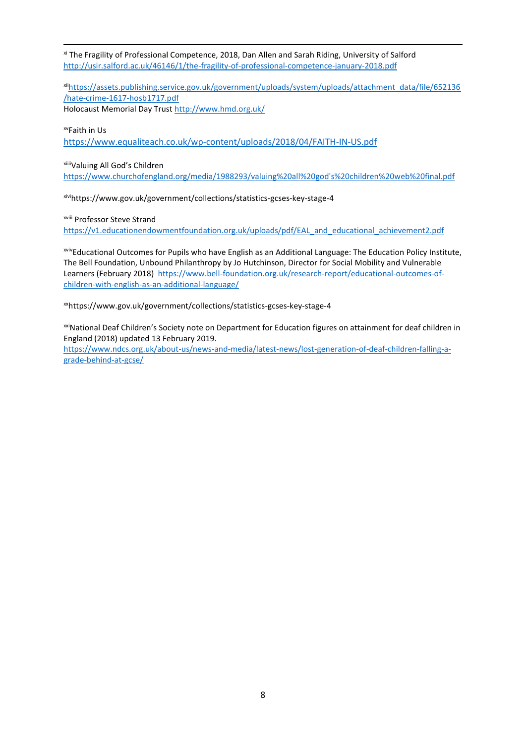[xi] The Fragility of Professional Competence, 2018, Dan Allen and Sarah Riding, University of Salford
http://usir.salford.ac.uk/46146/1/the-fragility-of-professional-competence-january-2018.pdf

[xii] https://assets.publishing.service.gov.uk/government/uploads/system/uploads/attachment_data/file/652136/hate-crime-1617-hosb1717.pdf
Holocaust Memorial Day Trust http://www.hmd.org.uk/

[xv] Faith in Us
https://www.equaliteach.co.uk/wp-content/uploads/2018/04/FAITH-IN-US.pdf

[xiiii] Valuing All God's Children
https://www.churchofengland.org/media/1988293/valuing%20all%20god's%20children%20web%20final.pdf

[xivi] https://www.gov.uk/government/collections/statistics-gcses-key-stage-4

[xviii] Professor Steve Strand
https://v1.educationendowmentfoundation.org.uk/uploads/pdf/EAL_and_educational_achievement2.pdf

[xviv] Educational Outcomes for Pupils who have English as an Additional Language: The Education Policy Institute, The Bell Foundation, Unbound Philanthropy by Jo Hutchinson, Director for Social Mobility and Vulnerable Learners (February 2018) https://www.bell-foundation.org.uk/research-report/educational-outcomes-of-children-with-english-as-an-additional-language/

[xx] https://www.gov.uk/government/collections/statistics-gcses-key-stage-4

[xxi] National Deaf Children's Society note on Department for Education figures on attainment for deaf children in England (2018) updated 13 February 2019.
https://www.ndcs.org.uk/about-us/news-and-media/latest-news/lost-generation-of-deaf-children-falling-a-grade-behind-at-gcse/